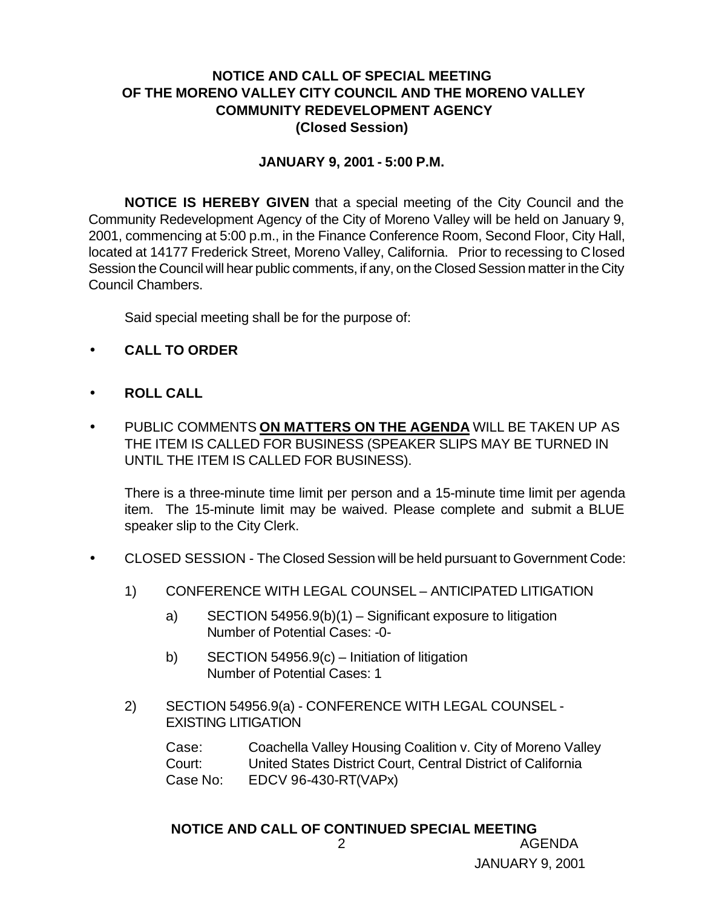# NOTICE AND CALL OF SPECIAL MEETING OF THE MORENO VALLEY CITY COUNCIL AND THE MORENO VALLEY COMMUNITY REDEVELOPMENT AGENCY (Closed Session)

## JANUARY 9, 2001 - 5:00 P.M.

**NOTICE IS HEREBY GIVEN** that a special meeting of the City Council and the Community Redevelopment Agency of the City of Moreno Valley will be held on January 9, 2001, commencing at 5:00 p.m., in the Finance Conference Room, Second Floor, City Hall, located at 14177 Frederick Street, Moreno Valley, California. Prior to recessing to Closed Session the Council will hear public comments, if any, on the Closed Session matter in the City Council Chambers.

Said special meeting shall be for the purpose of:

- **CALL TO ORDER**
- **ROLL CALL**
- PUBLIC COMMENTS **ON MATTERS ON THE AGENDA** WILL BE TAKEN UP AS THE ITEM IS CALLED FOR BUSINESS (SPEAKER SLIPS MAY BE TURNED IN UNTIL THE ITEM IS CALLED FOR BUSINESS).

  There is a three-minute time limit per person and a 15-minute time limit per agenda item. The 15-minute limit may be waived. Please complete and submit a BLUE speaker slip to the City Clerk.

- CLOSED SESSION - The Closed Session will be held pursuant to Government Code:

  1) CONFERENCE WITH LEGAL COUNSEL – ANTICIPATED LITIGATION

     a) SECTION 54956.9(b)(1) – Significant exposure to litigation
        Number of Potential Cases: -0-

     b) SECTION 54956.9(c) – Initiation of litigation
        Number of Potential Cases: 1

  2) SECTION 54956.9(a) - CONFERENCE WITH LEGAL COUNSEL - EXISTING LITIGATION

     Case: Coachella Valley Housing Coalition v. City of Moreno Valley
     Court: United States District Court, Central District of California
     Case No: EDCV 96-430-RT(VAPx)

**NOTICE AND CALL OF CONTINUED SPECIAL MEETING**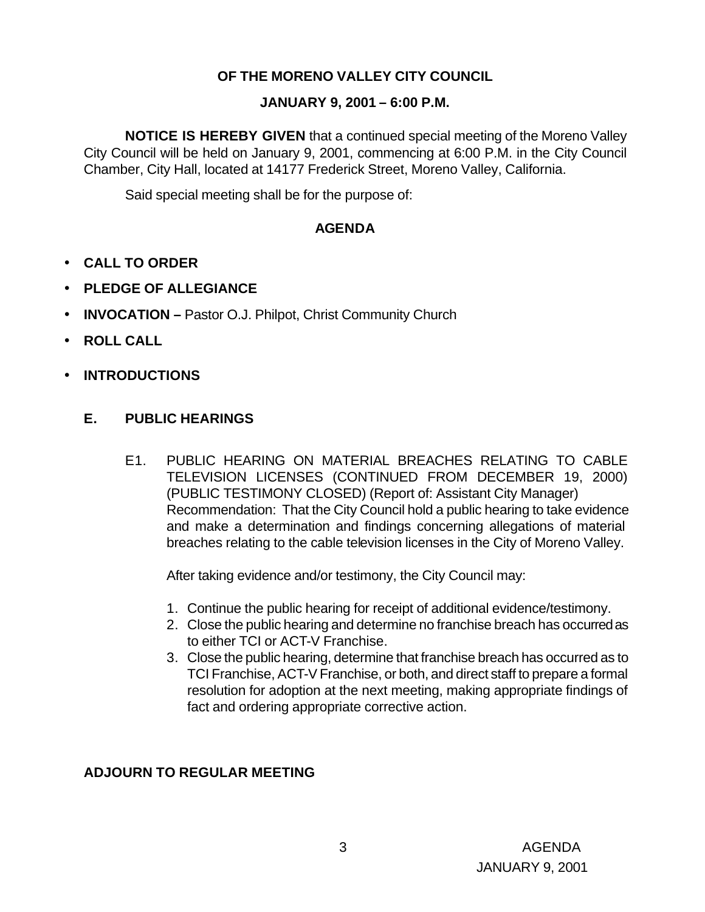**OF THE MORENO VALLEY CITY COUNCIL**

**JANUARY 9, 2001 – 6:00 P.M.**

**NOTICE IS HEREBY GIVEN** that a continued special meeting of the Moreno Valley City Council will be held on January 9, 2001, commencing at 6:00 P.M. in the City Council Chamber, City Hall, located at 14177 Frederick Street, Moreno Valley, California.

Said special meeting shall be for the purpose of:

## AGENDA

- **CALL TO ORDER**
- **PLEDGE OF ALLEGIANCE**
- **INVOCATION –** Pastor O.J. Philpot, Christ Community Church
- **ROLL CALL**
- **INTRODUCTIONS**

### E. PUBLIC HEARINGS

E1. PUBLIC HEARING ON MATERIAL BREACHES RELATING TO CABLE TELEVISION LICENSES (CONTINUED FROM DECEMBER 19, 2000) (PUBLIC TESTIMONY CLOSED) (Report of: Assistant City Manager)
Recommendation: That the City Council hold a public hearing to take evidence and make a determination and findings concerning allegations of material breaches relating to the cable television licenses in the City of Moreno Valley.

After taking evidence and/or testimony, the City Council may:

1. Continue the public hearing for receipt of additional evidence/testimony.
2. Close the public hearing and determine no franchise breach has occurred as to either TCI or ACT-V Franchise.
3. Close the public hearing, determine that franchise breach has occurred as to TCI Franchise, ACT-V Franchise, or both, and direct staff to prepare a formal resolution for adoption at the next meeting, making appropriate findings of fact and ordering appropriate corrective action.

**ADJOURN TO REGULAR MEETING**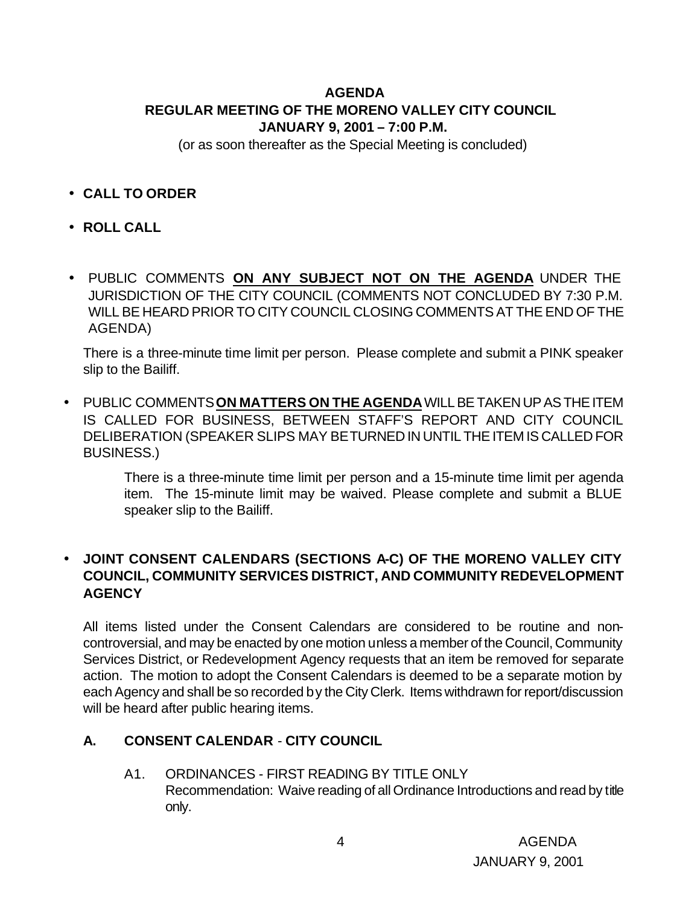**AGENDA**
**REGULAR MEETING OF THE MORENO VALLEY CITY COUNCIL**
**JANUARY 9, 2001 – 7:00 P.M.**

(or as soon thereafter as the Special Meeting is concluded)

- **CALL TO ORDER**

- **ROLL CALL**

- PUBLIC COMMENTS **ON ANY SUBJECT NOT ON THE AGENDA** UNDER THE JURISDICTION OF THE CITY COUNCIL (COMMENTS NOT CONCLUDED BY 7:30 P.M. WILL BE HEARD PRIOR TO CITY COUNCIL CLOSING COMMENTS AT THE END OF THE AGENDA)

  There is a three-minute time limit per person. Please complete and submit a PINK speaker slip to the Bailiff.

- PUBLIC COMMENTS **ON MATTERS ON THE AGENDA** WILL BE TAKEN UP AS THE ITEM IS CALLED FOR BUSINESS, BETWEEN STAFF'S REPORT AND CITY COUNCIL DELIBERATION (SPEAKER SLIPS MAY BE TURNED IN UNTIL THE ITEM IS CALLED FOR BUSINESS.)

  There is a three-minute time limit per person and a 15-minute time limit per agenda item. The 15-minute limit may be waived. Please complete and submit a BLUE speaker slip to the Bailiff.

- **JOINT CONSENT CALENDARS (SECTIONS A-C) OF THE MORENO VALLEY CITY COUNCIL, COMMUNITY SERVICES DISTRICT, AND COMMUNITY REDEVELOPMENT AGENCY**

  All items listed under the Consent Calendars are considered to be routine and non-controversial, and may be enacted by one motion unless a member of the Council, Community Services District, or Redevelopment Agency requests that an item be removed for separate action. The motion to adopt the Consent Calendars is deemed to be a separate motion by each Agency and shall be so recorded by the City Clerk. Items withdrawn for report/discussion will be heard after public hearing items.

## A. CONSENT CALENDAR - CITY COUNCIL

A1. ORDINANCES - FIRST READING BY TITLE ONLY
Recommendation: Waive reading of all Ordinance Introductions and read by title only.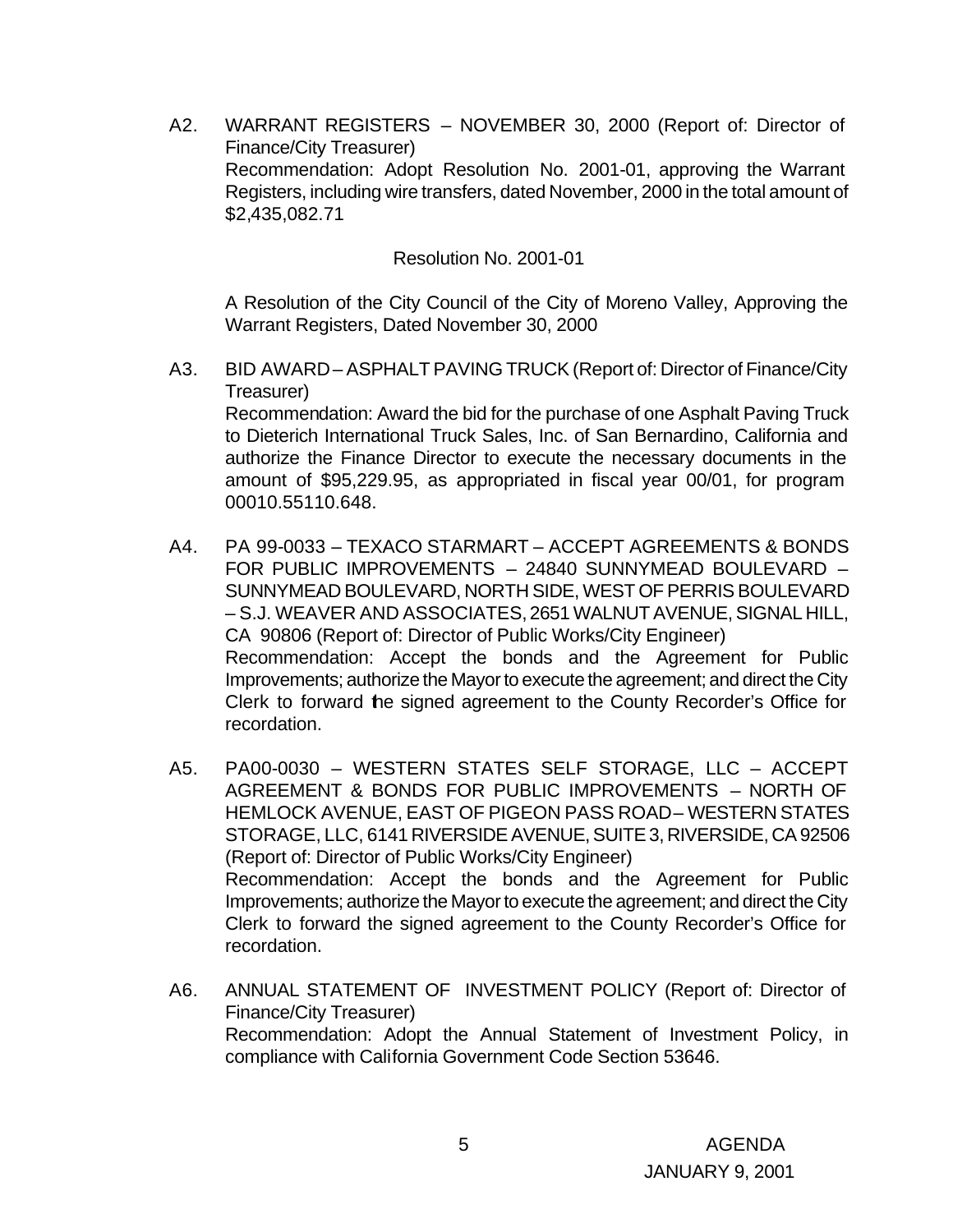A2. WARRANT REGISTERS – NOVEMBER 30, 2000 (Report of: Director of Finance/City Treasurer)
Recommendation: Adopt Resolution No. 2001-01, approving the Warrant Registers, including wire transfers, dated November, 2000 in the total amount of $2,435,082.71

Resolution No. 2001-01

A Resolution of the City Council of the City of Moreno Valley, Approving the Warrant Registers, Dated November 30, 2000

A3. BID AWARD – ASPHALT PAVING TRUCK (Report of: Director of Finance/City Treasurer)
Recommendation: Award the bid for the purchase of one Asphalt Paving Truck to Dieterich International Truck Sales, Inc. of San Bernardino, California and authorize the Finance Director to execute the necessary documents in the amount of $95,229.95, as appropriated in fiscal year 00/01, for program 00010.55110.648.

A4. PA 99-0033 – TEXACO STARMART – ACCEPT AGREEMENTS & BONDS FOR PUBLIC IMPROVEMENTS – 24840 SUNNYMEAD BOULEVARD – SUNNYMEAD BOULEVARD, NORTH SIDE, WEST OF PERRIS BOULEVARD – S.J. WEAVER AND ASSOCIATES, 2651 WALNUT AVENUE, SIGNAL HILL, CA 90806 (Report of: Director of Public Works/City Engineer)
Recommendation: Accept the bonds and the Agreement for Public Improvements; authorize the Mayor to execute the agreement; and direct the City Clerk to forward the signed agreement to the County Recorder's Office for recordation.

A5. PA00-0030 – WESTERN STATES SELF STORAGE, LLC – ACCEPT AGREEMENT & BONDS FOR PUBLIC IMPROVEMENTS – NORTH OF HEMLOCK AVENUE, EAST OF PIGEON PASS ROAD – WESTERN STATES STORAGE, LLC, 6141 RIVERSIDE AVENUE, SUITE 3, RIVERSIDE, CA 92506 (Report of: Director of Public Works/City Engineer)
Recommendation: Accept the bonds and the Agreement for Public Improvements; authorize the Mayor to execute the agreement; and direct the City Clerk to forward the signed agreement to the County Recorder's Office for recordation.

A6. ANNUAL STATEMENT OF INVESTMENT POLICY (Report of: Director of Finance/City Treasurer)
Recommendation: Adopt the Annual Statement of Investment Policy, in compliance with California Government Code Section 53646.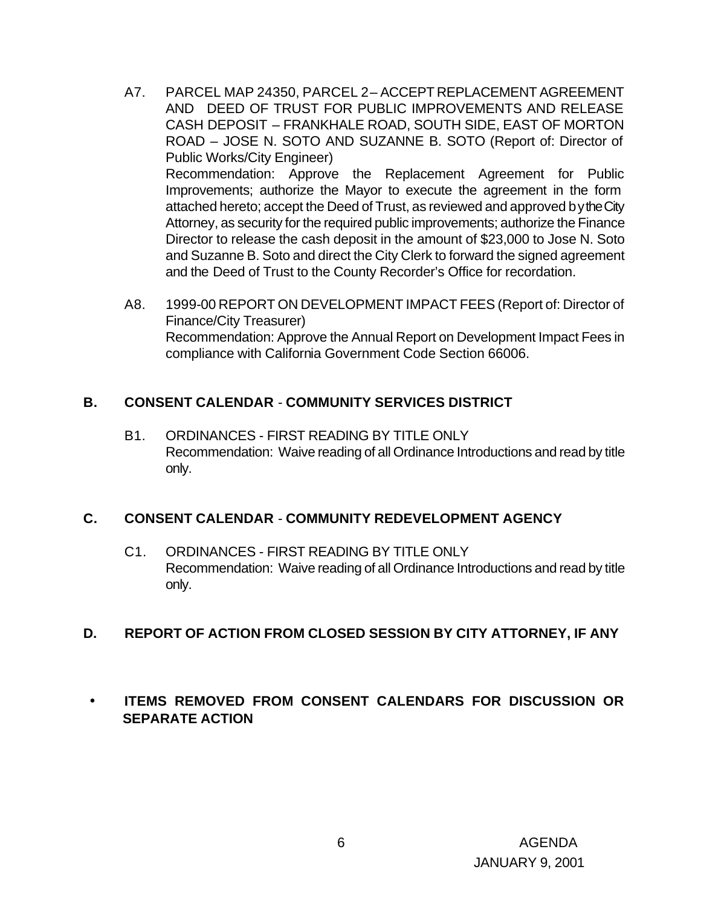A7. PARCEL MAP 24350, PARCEL 2 – ACCEPT REPLACEMENT AGREEMENT AND DEED OF TRUST FOR PUBLIC IMPROVEMENTS AND RELEASE CASH DEPOSIT – FRANKHALE ROAD, SOUTH SIDE, EAST OF MORTON ROAD – JOSE N. SOTO AND SUZANNE B. SOTO (Report of: Director of Public Works/City Engineer)
Recommendation: Approve the Replacement Agreement for Public Improvements; authorize the Mayor to execute the agreement in the form attached hereto; accept the Deed of Trust, as reviewed and approved by the City Attorney, as security for the required public improvements; authorize the Finance Director to release the cash deposit in the amount of $23,000 to Jose N. Soto and Suzanne B. Soto and direct the City Clerk to forward the signed agreement and the Deed of Trust to the County Recorder's Office for recordation.

A8. 1999-00 REPORT ON DEVELOPMENT IMPACT FEES (Report of: Director of Finance/City Treasurer)
Recommendation: Approve the Annual Report on Development Impact Fees in compliance with California Government Code Section 66006.

## B. CONSENT CALENDAR - COMMUNITY SERVICES DISTRICT

B1. ORDINANCES - FIRST READING BY TITLE ONLY
Recommendation: Waive reading of all Ordinance Introductions and read by title only.

## C. CONSENT CALENDAR - COMMUNITY REDEVELOPMENT AGENCY

C1. ORDINANCES - FIRST READING BY TITLE ONLY
Recommendation: Waive reading of all Ordinance Introductions and read by title only.

## D. REPORT OF ACTION FROM CLOSED SESSION BY CITY ATTORNEY, IF ANY

- **ITEMS REMOVED FROM CONSENT CALENDARS FOR DISCUSSION OR SEPARATE ACTION**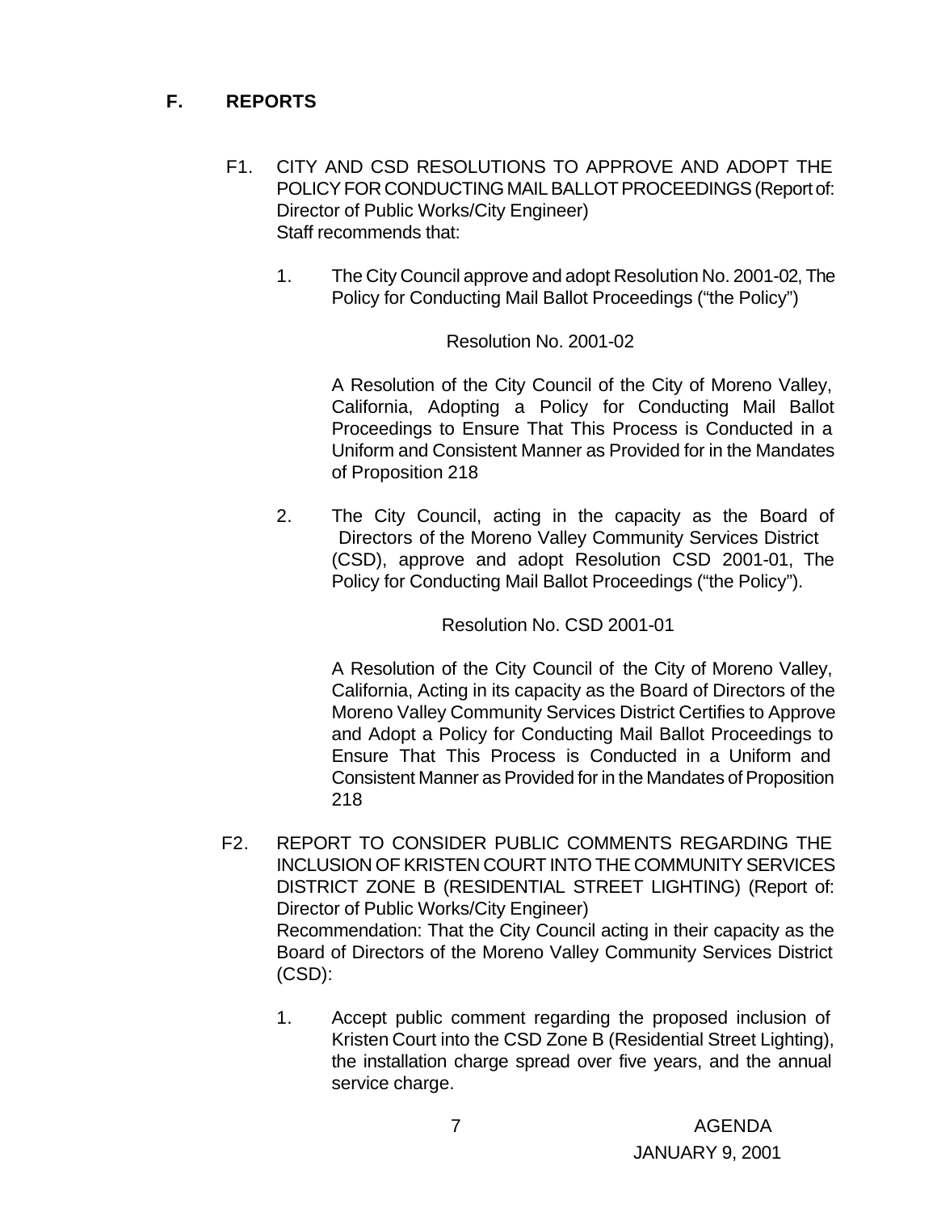## F. REPORTS

F1. CITY AND CSD RESOLUTIONS TO APPROVE AND ADOPT THE POLICY FOR CONDUCTING MAIL BALLOT PROCEEDINGS (Report of: Director of Public Works/City Engineer)
Staff recommends that:

1. The City Council approve and adopt Resolution No. 2001-02, The Policy for Conducting Mail Ballot Proceedings ("the Policy")

   Resolution No. 2001-02

   A Resolution of the City Council of the City of Moreno Valley, California, Adopting a Policy for Conducting Mail Ballot Proceedings to Ensure That This Process is Conducted in a Uniform and Consistent Manner as Provided for in the Mandates of Proposition 218

2. The City Council, acting in the capacity as the Board of Directors of the Moreno Valley Community Services District (CSD), approve and adopt Resolution CSD 2001-01, The Policy for Conducting Mail Ballot Proceedings ("the Policy").

   Resolution No. CSD 2001-01

   A Resolution of the City Council of the City of Moreno Valley, California, Acting in its capacity as the Board of Directors of the Moreno Valley Community Services District Certifies to Approve and Adopt a Policy for Conducting Mail Ballot Proceedings to Ensure That This Process is Conducted in a Uniform and Consistent Manner as Provided for in the Mandates of Proposition 218

F2. REPORT TO CONSIDER PUBLIC COMMENTS REGARDING THE INCLUSION OF KRISTEN COURT INTO THE COMMUNITY SERVICES DISTRICT ZONE B (RESIDENTIAL STREET LIGHTING) (Report of: Director of Public Works/City Engineer)
Recommendation: That the City Council acting in their capacity as the Board of Directors of the Moreno Valley Community Services District (CSD):

1. Accept public comment regarding the proposed inclusion of Kristen Court into the CSD Zone B (Residential Street Lighting), the installation charge spread over five years, and the annual service charge.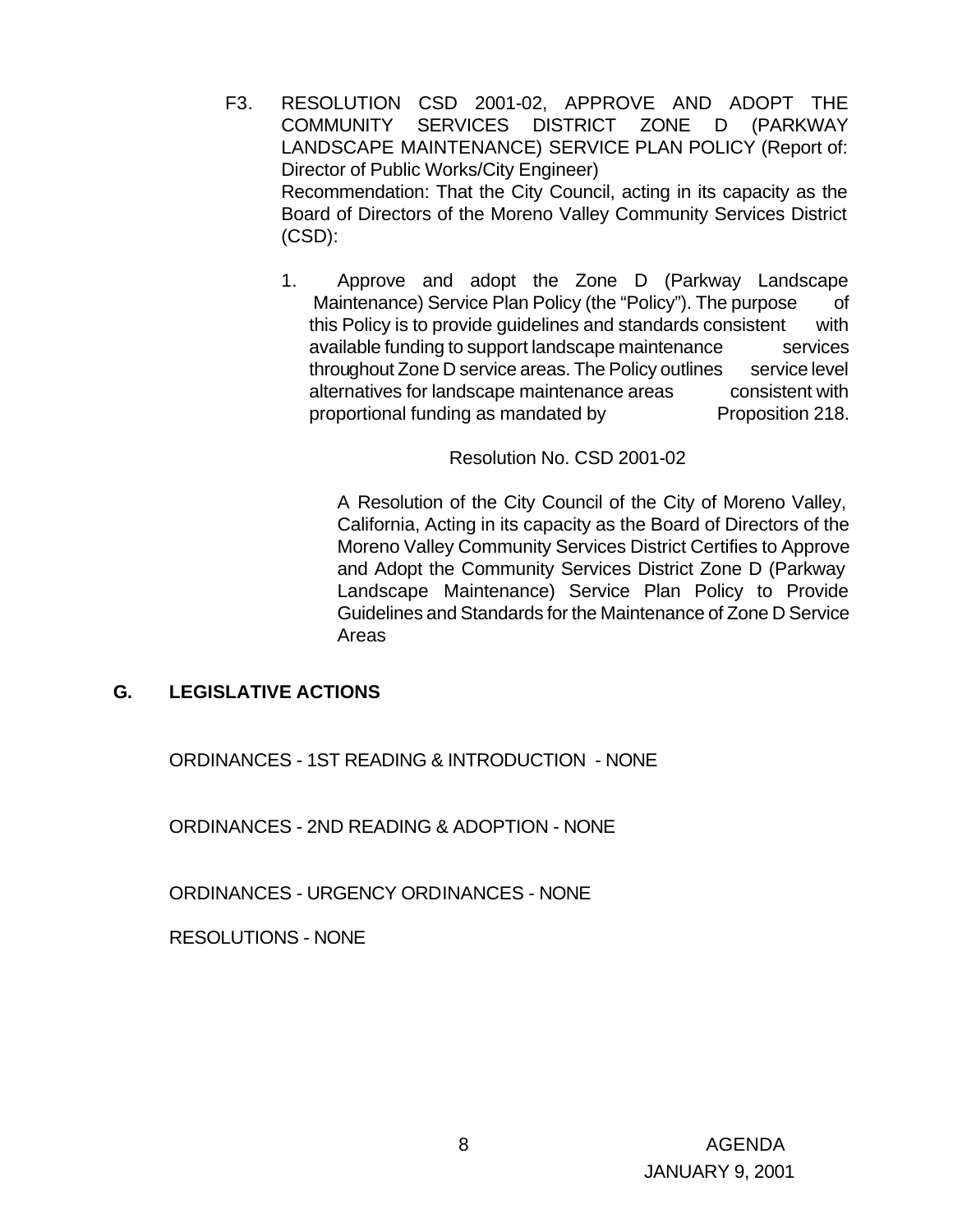F3. RESOLUTION CSD 2001-02, APPROVE AND ADOPT THE COMMUNITY SERVICES DISTRICT ZONE D (PARKWAY LANDSCAPE MAINTENANCE) SERVICE PLAN POLICY (Report of: Director of Public Works/City Engineer)
Recommendation: That the City Council, acting in its capacity as the Board of Directors of the Moreno Valley Community Services District (CSD):

1. Approve and adopt the Zone D (Parkway Landscape Maintenance) Service Plan Policy (the "Policy"). The purpose of this Policy is to provide guidelines and standards consistent with available funding to support landscape maintenance services throughout Zone D service areas. The Policy outlines service level alternatives for landscape maintenance areas consistent with proportional funding as mandated by Proposition 218.

Resolution No. CSD 2001-02

A Resolution of the City Council of the City of Moreno Valley, California, Acting in its capacity as the Board of Directors of the Moreno Valley Community Services District Certifies to Approve and Adopt the Community Services District Zone D (Parkway Landscape Maintenance) Service Plan Policy to Provide Guidelines and Standards for the Maintenance of Zone D Service Areas

## G. LEGISLATIVE ACTIONS

ORDINANCES - 1ST READING & INTRODUCTION - NONE

ORDINANCES - 2ND READING & ADOPTION - NONE

ORDINANCES - URGENCY ORDINANCES - NONE

RESOLUTIONS - NONE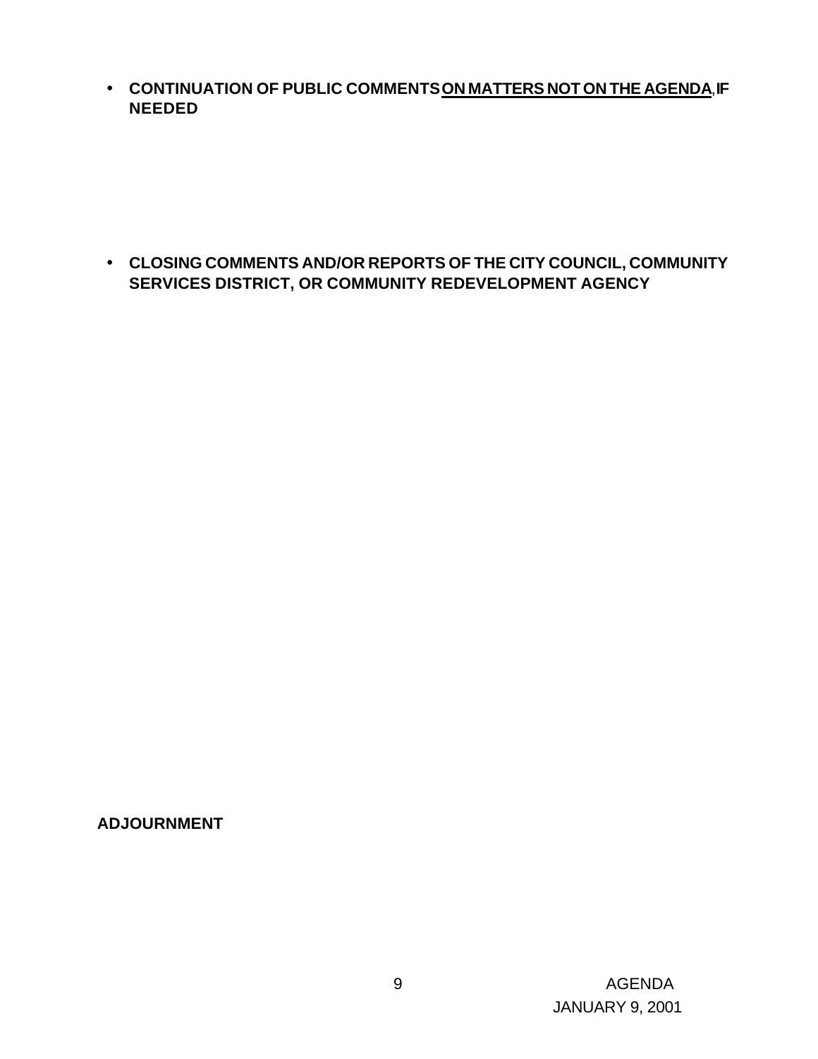- **CONTINUATION OF PUBLIC COMMENTS <u>ON MATTERS NOT ON THE AGENDA</u>, IF NEEDED**

- **CLOSING COMMENTS AND/OR REPORTS OF THE CITY COUNCIL, COMMUNITY SERVICES DISTRICT, OR COMMUNITY REDEVELOPMENT AGENCY**

**ADJOURNMENT**